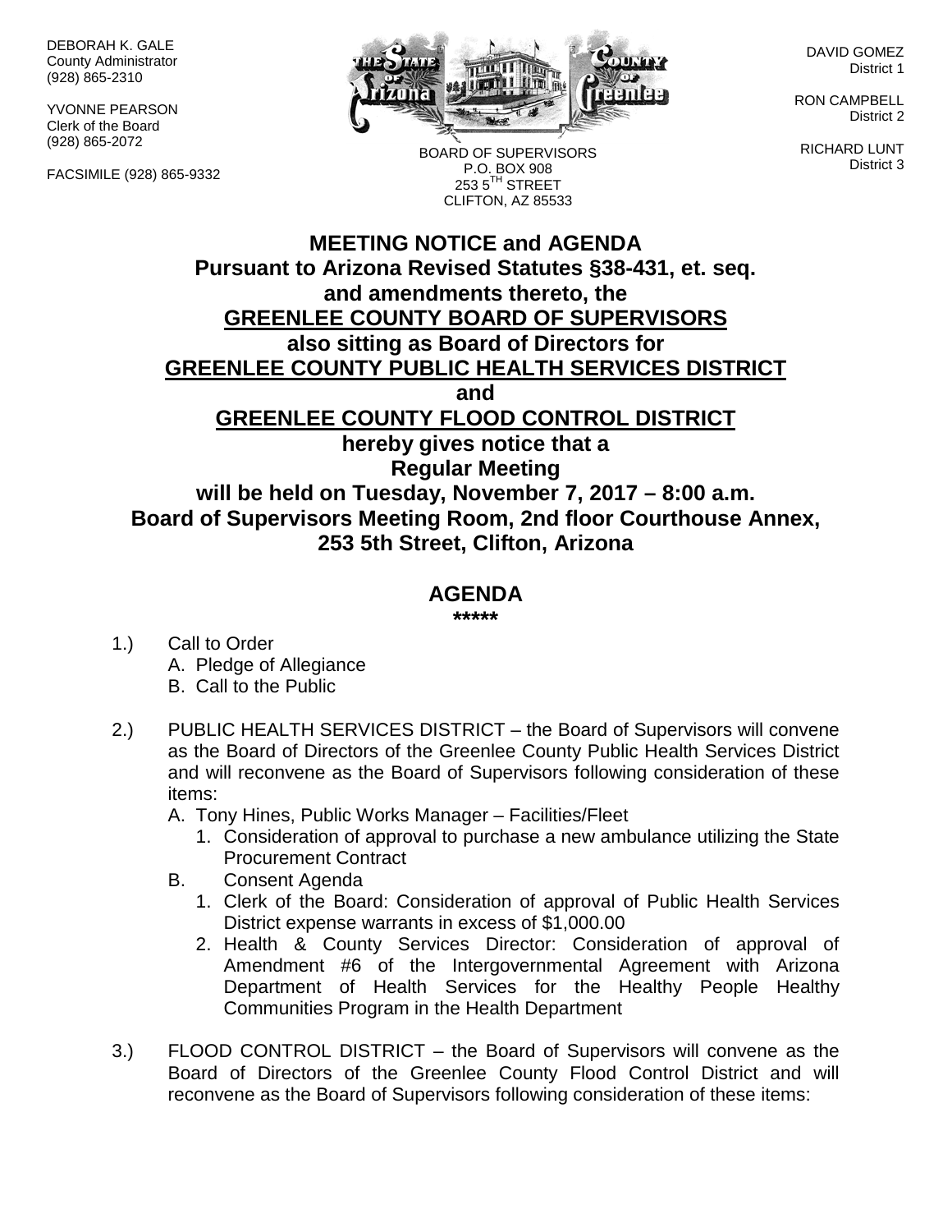DEBORAH K. GALE
County Administrator
(928) 865-2310

YVONNE PEARSON
Clerk of the Board
(928) 865-2072

FACSIMILE (928) 865-9332

BOARD OF SUPERVISORS
P.O. BOX 908
253 5TH STREET
CLIFTON, AZ 85533

DAVID GOMEZ
District 1

RON CAMPBELL
District 2

RICHARD LUNT
District 3

# MEETING NOTICE and AGENDA

**Pursuant to Arizona Revised Statutes §38-431, et. seq. and amendments thereto, the**
**GREENLEE COUNTY BOARD OF SUPERVISORS**
**also sitting as Board of Directors for**
**GREENLEE COUNTY PUBLIC HEALTH SERVICES DISTRICT**
**and**
**GREENLEE COUNTY FLOOD CONTROL DISTRICT**
**hereby gives notice that a**
**Regular Meeting**
**will be held on Tuesday, November 7, 2017 – 8:00 a.m.**
**Board of Supervisors Meeting Room, 2nd floor Courthouse Annex, 253 5th Street, Clifton, Arizona**

## AGENDA

*****

1.) Call to Order
   A. Pledge of Allegiance
   B. Call to the Public

2.) PUBLIC HEALTH SERVICES DISTRICT – the Board of Supervisors will convene as the Board of Directors of the Greenlee County Public Health Services District and will reconvene as the Board of Supervisors following consideration of these items:
   A. Tony Hines, Public Works Manager – Facilities/Fleet
      1. Consideration of approval to purchase a new ambulance utilizing the State Procurement Contract
   B. Consent Agenda
      1. Clerk of the Board: Consideration of approval of Public Health Services District expense warrants in excess of $1,000.00
      2. Health & County Services Director: Consideration of approval of Amendment #6 of the Intergovernmental Agreement with Arizona Department of Health Services for the Healthy People Healthy Communities Program in the Health Department

3.) FLOOD CONTROL DISTRICT – the Board of Supervisors will convene as the Board of Directors of the Greenlee County Flood Control District and will reconvene as the Board of Supervisors following consideration of these items: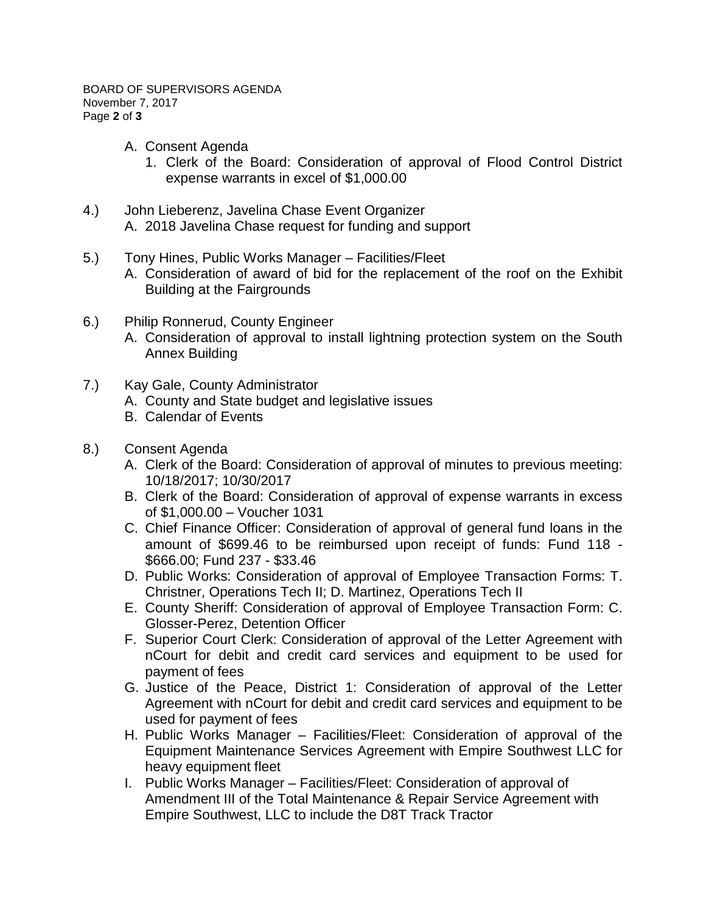A. Consent Agenda
   1. Clerk of the Board: Consideration of approval of Flood Control District expense warrants in excel of $1,000.00

4.) John Lieberenz, Javelina Chase Event Organizer
   A. 2018 Javelina Chase request for funding and support

5.) Tony Hines, Public Works Manager – Facilities/Fleet
   A. Consideration of award of bid for the replacement of the roof on the Exhibit Building at the Fairgrounds

6.) Philip Ronnerud, County Engineer
   A. Consideration of approval to install lightning protection system on the South Annex Building

7.) Kay Gale, County Administrator
   A. County and State budget and legislative issues
   B. Calendar of Events

8.) Consent Agenda
   A. Clerk of the Board: Consideration of approval of minutes to previous meeting: 10/18/2017; 10/30/2017
   B. Clerk of the Board: Consideration of approval of expense warrants in excess of $1,000.00 – Voucher 1031
   C. Chief Finance Officer: Consideration of approval of general fund loans in the amount of $699.46 to be reimbursed upon receipt of funds: Fund 118 - $666.00; Fund 237 - $33.46
   D. Public Works: Consideration of approval of Employee Transaction Forms: T. Christner, Operations Tech II; D. Martinez, Operations Tech II
   E. County Sheriff: Consideration of approval of Employee Transaction Form: C. Glosser-Perez, Detention Officer
   F. Superior Court Clerk: Consideration of approval of the Letter Agreement with nCourt for debit and credit card services and equipment to be used for payment of fees
   G. Justice of the Peace, District 1: Consideration of approval of the Letter Agreement with nCourt for debit and credit card services and equipment to be used for payment of fees
   H. Public Works Manager – Facilities/Fleet: Consideration of approval of the Equipment Maintenance Services Agreement with Empire Southwest LLC for heavy equipment fleet
   I. Public Works Manager – Facilities/Fleet: Consideration of approval of Amendment III of the Total Maintenance & Repair Service Agreement with Empire Southwest, LLC to include the D8T Track Tractor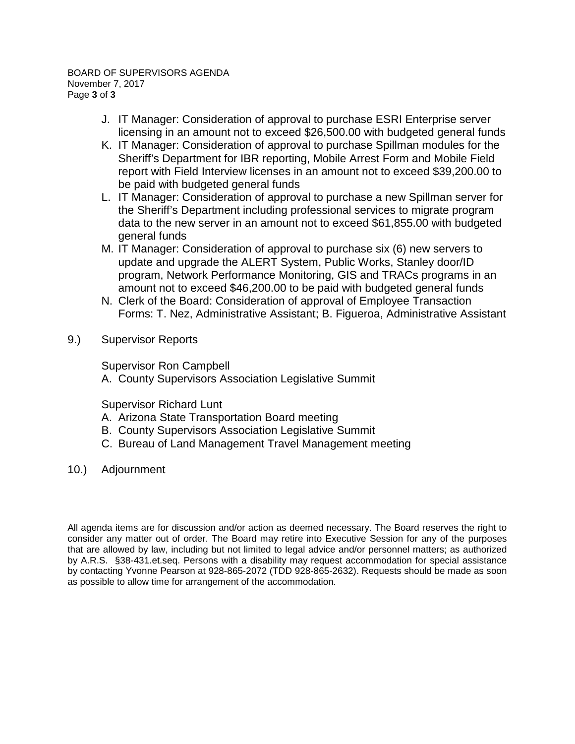J. IT Manager: Consideration of approval to purchase ESRI Enterprise server licensing in an amount not to exceed $26,500.00 with budgeted general funds
K. IT Manager: Consideration of approval to purchase Spillman modules for the Sheriff's Department for IBR reporting, Mobile Arrest Form and Mobile Field report with Field Interview licenses in an amount not to exceed $39,200.00 to be paid with budgeted general funds
L. IT Manager: Consideration of approval to purchase a new Spillman server for the Sheriff's Department including professional services to migrate program data to the new server in an amount not to exceed $61,855.00 with budgeted general funds
M. IT Manager: Consideration of approval to purchase six (6) new servers to update and upgrade the ALERT System, Public Works, Stanley door/ID program, Network Performance Monitoring, GIS and TRACs programs in an amount not to exceed $46,200.00 to be paid with budgeted general funds
N. Clerk of the Board: Consideration of approval of Employee Transaction Forms: T. Nez, Administrative Assistant; B. Figueroa, Administrative Assistant

9.) Supervisor Reports

Supervisor Ron Campbell

A. County Supervisors Association Legislative Summit

Supervisor Richard Lunt

A. Arizona State Transportation Board meeting
B. County Supervisors Association Legislative Summit
C. Bureau of Land Management Travel Management meeting

10.) Adjournment

All agenda items are for discussion and/or action as deemed necessary. The Board reserves the right to consider any matter out of order. The Board may retire into Executive Session for any of the purposes that are allowed by law, including but not limited to legal advice and/or personnel matters; as authorized by A.R.S. §38-431.et.seq. Persons with a disability may request accommodation for special assistance by contacting Yvonne Pearson at 928-865-2072 (TDD 928-865-2632). Requests should be made as soon as possible to allow time for arrangement of the accommodation.